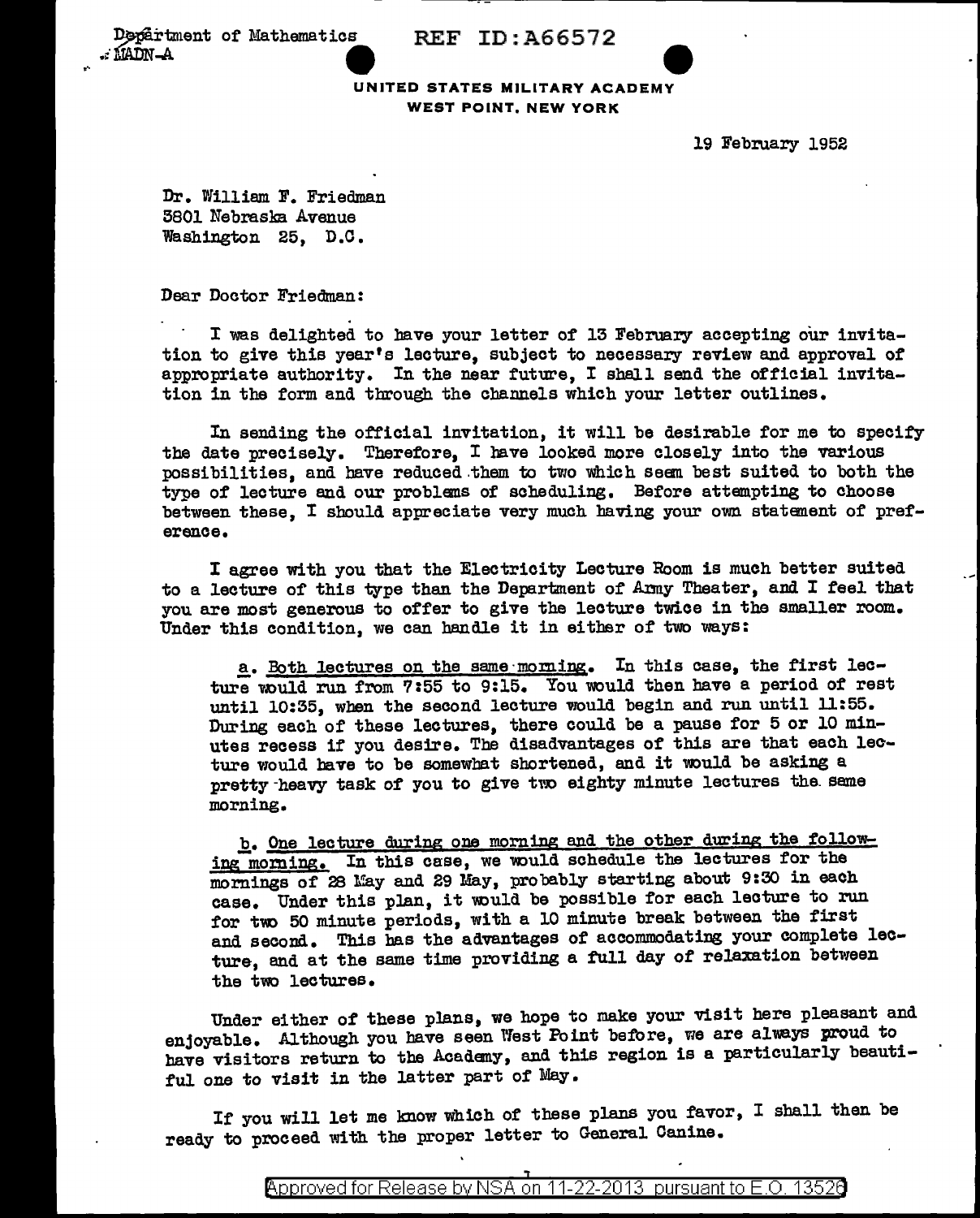Department of Mathematics
MADN-A

REF ID:A66572

UNITED STATES MILITARY ACADEMY
WEST POINT, NEW YORK

19 February 1952

Dr. William F. Friedman
3801 Nebraska Avenue
Washington 25, D.C.

Dear Doctor Friedman:

I was delighted to have your letter of 13 February accepting our invitation to give this year's lecture, subject to necessary review and approval of appropriate authority. In the near future, I shall send the official invitation in the form and through the channels which your letter outlines.

In sending the official invitation, it will be desirable for me to specify the date precisely. Therefore, I have looked more closely into the various possibilities, and have reduced them to two which seem best suited to both the type of lecture and our problems of scheduling. Before attempting to choose between these, I should appreciate very much having your own statement of preference.

I agree with you that the Electricity Lecture Room is much better suited to a lecture of this type than the Department of Army Theater, and I feel that you are most generous to offer to give the lecture twice in the smaller room. Under this condition, we can handle it in either of two ways:

a. Both lectures on the same morning. In this case, the first lecture would run from 7:55 to 9:15. You would then have a period of rest until 10:35, when the second lecture would begin and run until 11:55. During each of these lectures, there could be a pause for 5 or 10 minutes recess if you desire. The disadvantages of this are that each lecture would have to be somewhat shortened, and it would be asking a pretty heavy task of you to give two eighty minute lectures the same morning.

b. One lecture during one morning and the other during the following morning. In this case, we would schedule the lectures for the mornings of 28 May and 29 May, probably starting about 9:30 in each case. Under this plan, it would be possible for each lecture to run for two 50 minute periods, with a 10 minute break between the first and second. This has the advantages of accommodating your complete lecture, and at the same time providing a full day of relaxation between the two lectures.

Under either of these plans, we hope to make your visit here pleasant and enjoyable. Although you have seen West Point before, we are always proud to have visitors return to the Academy, and this region is a particularly beautiful one to visit in the latter part of May.

If you will let me know which of these plans you favor, I shall then be ready to proceed with the proper letter to General Canine.

Approved for Release by NSA on 11-22-2013 pursuant to E.O. 13526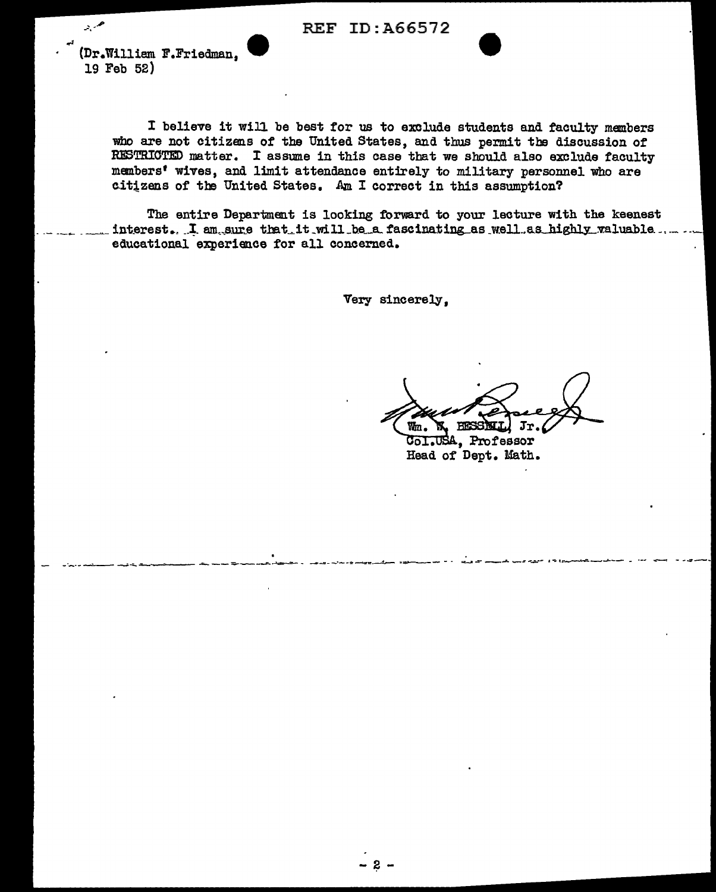(Dr.William F.Friedman,
19 Feb 52)

I believe it will be best for us to exclude students and faculty members who are not citizens of the United States, and thus permit the discussion of RESTRICTED matter. I assume in this case that we should also exclude faculty members' wives, and limit attendance entirely to military personnel who are citizens of the United States. Am I correct in this assumption?

The entire Department is looking forward to your lecture with the keenest interest. I am sure that it will be a fascinating as well as highly valuable educational experience for all concerned.

Very sincerely,

Wm. W. BESSELL, Jr.
Col.USA, Professor
Head of Dept. Math.